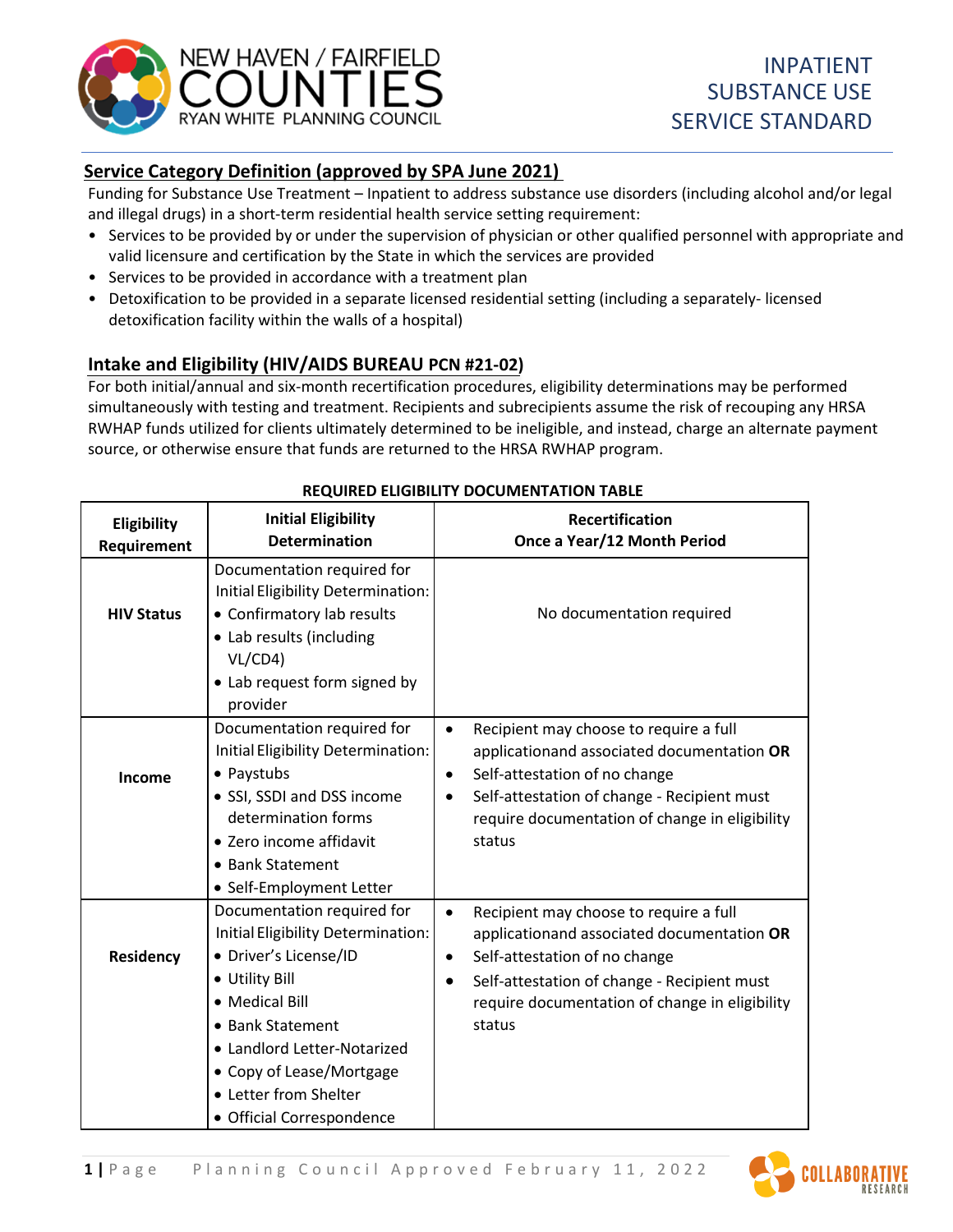# INPATIENT SUBSTANCE USE SERVICE STANDARD

NEW HAVEN / FAIRFIELD COUNTIES RYAN WHITE PLANNING COUNCIL

## Service Category Definition (approved by SPA June 2021)

Funding for Substance Use Treatment – Inpatient to address substance use disorders (including alcohol and/or legal and illegal drugs) in a short-term residential health service setting requirement:

- Services to be provided by or under the supervision of physician or other qualified personnel with appropriate and valid licensure and certification by the State in which the services are provided
- Services to be provided in accordance with a treatment plan
- Detoxification to be provided in a separate licensed residential setting (including a separately- licensed detoxification facility within the walls of a hospital)

## Intake and Eligibility (HIV/AIDS BUREAU PCN #21-02)

For both initial/annual and six-month recertification procedures, eligibility determinations may be performed simultaneously with testing and treatment. Recipients and subrecipients assume the risk of recouping any HRSA RWHAP funds utilized for clients ultimately determined to be ineligible, and instead, charge an alternate payment source, or otherwise ensure that funds are returned to the HRSA RWHAP program.

**REQUIRED ELIGIBILITY DOCUMENTATION TABLE**

| Eligibility Requirement | Initial Eligibility Determination | Recertification Once a Year/12 Month Period |
|---|---|---|
| **HIV Status** | Documentation required for Initial Eligibility Determination:<br>• Confirmatory lab results<br>• Lab results (including VL/CD4)<br>• Lab request form signed by provider | No documentation required |
| **Income** | Documentation required for Initial Eligibility Determination:<br>• Paystubs<br>• SSI, SSDI and DSS income determination forms<br>• Zero income affidavit<br>• Bank Statement<br>• Self-Employment Letter | • Recipient may choose to require a full applicationand associated documentation **OR**<br>• Self-attestation of no change<br>• Self-attestation of change - Recipient must require documentation of change in eligibility status |
| **Residency** | Documentation required for Initial Eligibility Determination:<br>• Driver's License/ID<br>• Utility Bill<br>• Medical Bill<br>• Bank Statement<br>• Landlord Letter-Notarized<br>• Copy of Lease/Mortgage<br>• Letter from Shelter<br>• Official Correspondence | • Recipient may choose to require a full applicationand associated documentation **OR**<br>• Self-attestation of no change<br>• Self-attestation of change - Recipient must require documentation of change in eligibility status |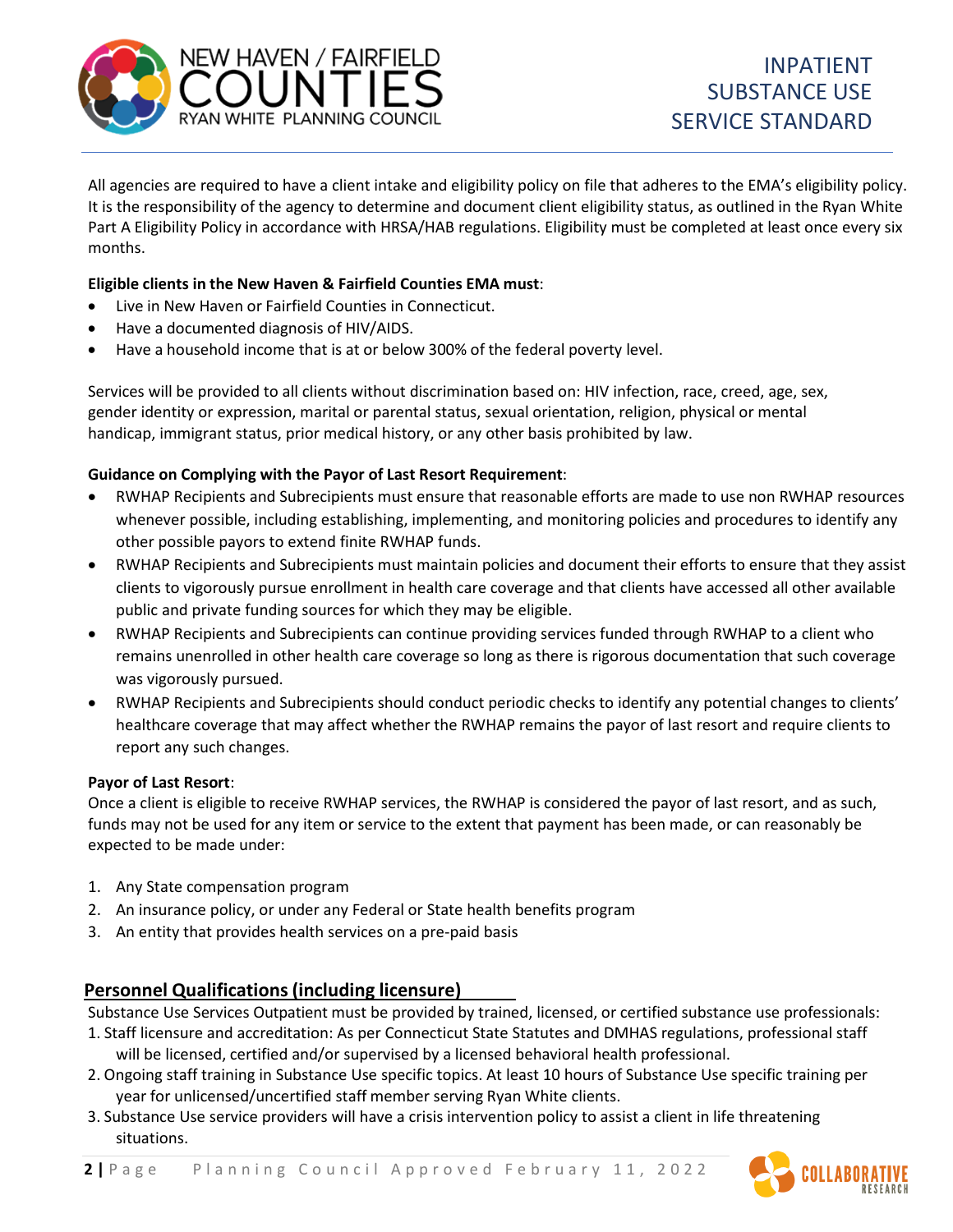All agencies are required to have a client intake and eligibility policy on file that adheres to the EMA's eligibility policy. It is the responsibility of the agency to determine and document client eligibility status, as outlined in the Ryan White Part A Eligibility Policy in accordance with HRSA/HAB regulations. Eligibility must be completed at least once every six months.

**Eligible clients in the New Haven & Fairfield Counties EMA must**:

- Live in New Haven or Fairfield Counties in Connecticut.
- Have a documented diagnosis of HIV/AIDS.
- Have a household income that is at or below 300% of the federal poverty level.

Services will be provided to all clients without discrimination based on: HIV infection, race, creed, age, sex, gender identity or expression, marital or parental status, sexual orientation, religion, physical or mental handicap, immigrant status, prior medical history, or any other basis prohibited by law.

**Guidance on Complying with the Payor of Last Resort Requirement**:

- RWHAP Recipients and Subrecipients must ensure that reasonable efforts are made to use non RWHAP resources whenever possible, including establishing, implementing, and monitoring policies and procedures to identify any other possible payors to extend finite RWHAP funds.
- RWHAP Recipients and Subrecipients must maintain policies and document their efforts to ensure that they assist clients to vigorously pursue enrollment in health care coverage and that clients have accessed all other available public and private funding sources for which they may be eligible.
- RWHAP Recipients and Subrecipients can continue providing services funded through RWHAP to a client who remains unenrolled in other health care coverage so long as there is rigorous documentation that such coverage was vigorously pursued.
- RWHAP Recipients and Subrecipients should conduct periodic checks to identify any potential changes to clients' healthcare coverage that may affect whether the RWHAP remains the payor of last resort and require clients to report any such changes.

**Payor of Last Resort**:

Once a client is eligible to receive RWHAP services, the RWHAP is considered the payor of last resort, and as such, funds may not be used for any item or service to the extent that payment has been made, or can reasonably be expected to be made under:

1. Any State compensation program
2. An insurance policy, or under any Federal or State health benefits program
3. An entity that provides health services on a pre-paid basis

## Personnel Qualifications (including licensure)

Substance Use Services Outpatient must be provided by trained, licensed, or certified substance use professionals:

1. Staff licensure and accreditation: As per Connecticut State Statutes and DMHAS regulations, professional staff will be licensed, certified and/or supervised by a licensed behavioral health professional.
2. Ongoing staff training in Substance Use specific topics. At least 10 hours of Substance Use specific training per year for unlicensed/uncertified staff member serving Ryan White clients.
3. Substance Use service providers will have a crisis intervention policy to assist a client in life threatening situations.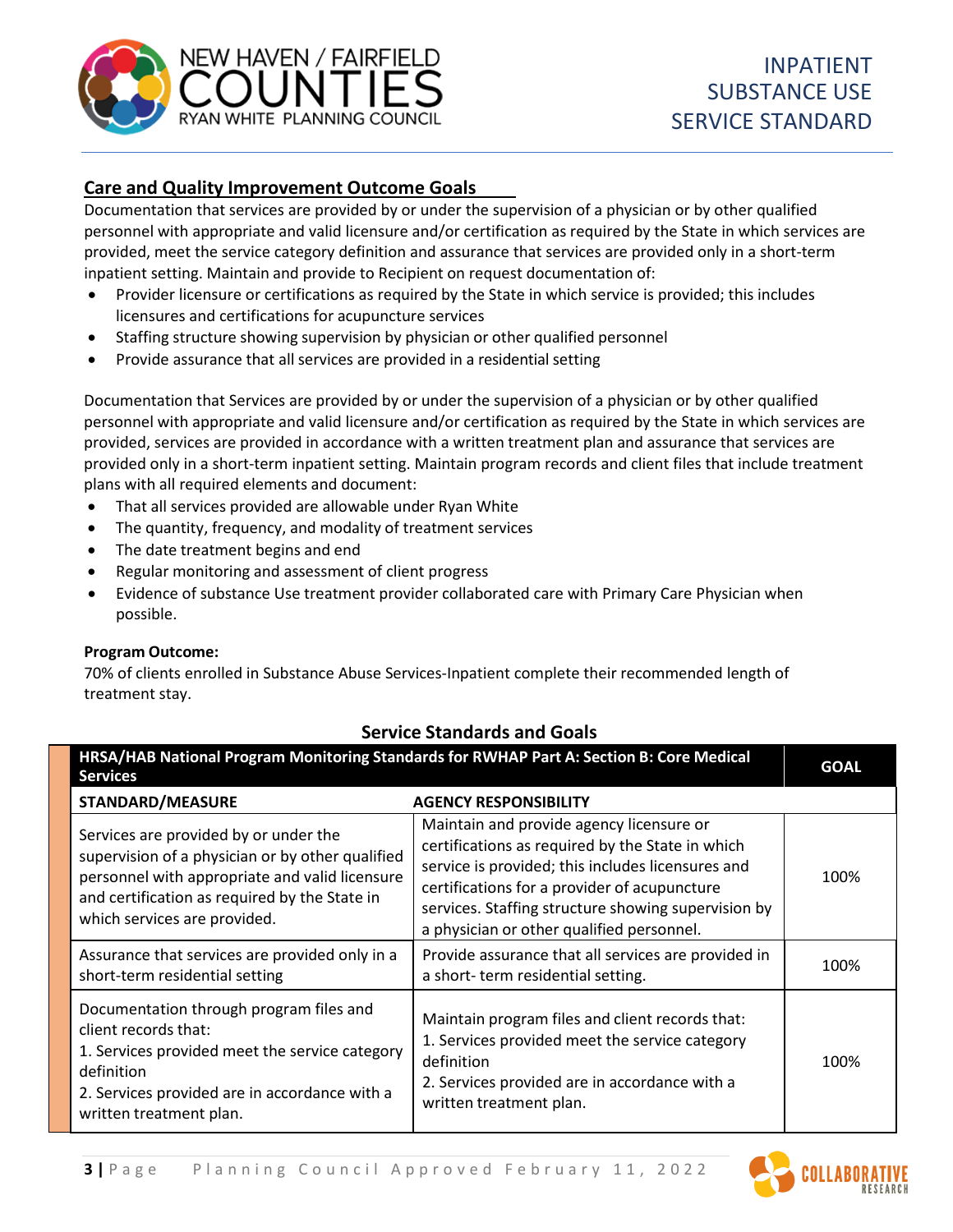## Care and Quality Improvement Outcome Goals

Documentation that services are provided by or under the supervision of a physician or by other qualified personnel with appropriate and valid licensure and/or certification as required by the State in which services are provided, meet the service category definition and assurance that services are provided only in a short-term inpatient setting. Maintain and provide to Recipient on request documentation of:

- Provider licensure or certifications as required by the State in which service is provided; this includes licensures and certifications for acupuncture services
- Staffing structure showing supervision by physician or other qualified personnel
- Provide assurance that all services are provided in a residential setting

Documentation that Services are provided by or under the supervision of a physician or by other qualified personnel with appropriate and valid licensure and/or certification as required by the State in which services are provided, services are provided in accordance with a written treatment plan and assurance that services are provided only in a short-term inpatient setting. Maintain program records and client files that include treatment plans with all required elements and document:

- That all services provided are allowable under Ryan White
- The quantity, frequency, and modality of treatment services
- The date treatment begins and end
- Regular monitoring and assessment of client progress
- Evidence of substance Use treatment provider collaborated care with Primary Care Physician when possible.

**Program Outcome:**

70% of clients enrolled in Substance Abuse Services-Inpatient complete their recommended length of treatment stay.

### Service Standards and Goals

| HRSA/HAB National Program Monitoring Standards for RWHAP Part A: Section B: Core Medical Services | | GOAL |
|---|---|---|
| **STANDARD/MEASURE** | **AGENCY RESPONSIBILITY** | |
| Services are provided by or under the supervision of a physician or by other qualified personnel with appropriate and valid licensure and certification as required by the State in which services are provided. | Maintain and provide agency licensure or certifications as required by the State in which service is provided; this includes licensures and certifications for a provider of acupuncture services. Staffing structure showing supervision by a physician or other qualified personnel. | 100% |
| Assurance that services are provided only in a short-term residential setting | Provide assurance that all services are provided in a short- term residential setting. | 100% |
| Documentation through program files and client records that:<br>1. Services provided meet the service category definition<br>2. Services provided are in accordance with a written treatment plan. | Maintain program files and client records that:<br>1. Services provided meet the service category definition<br>2. Services provided are in accordance with a written treatment plan. | 100% |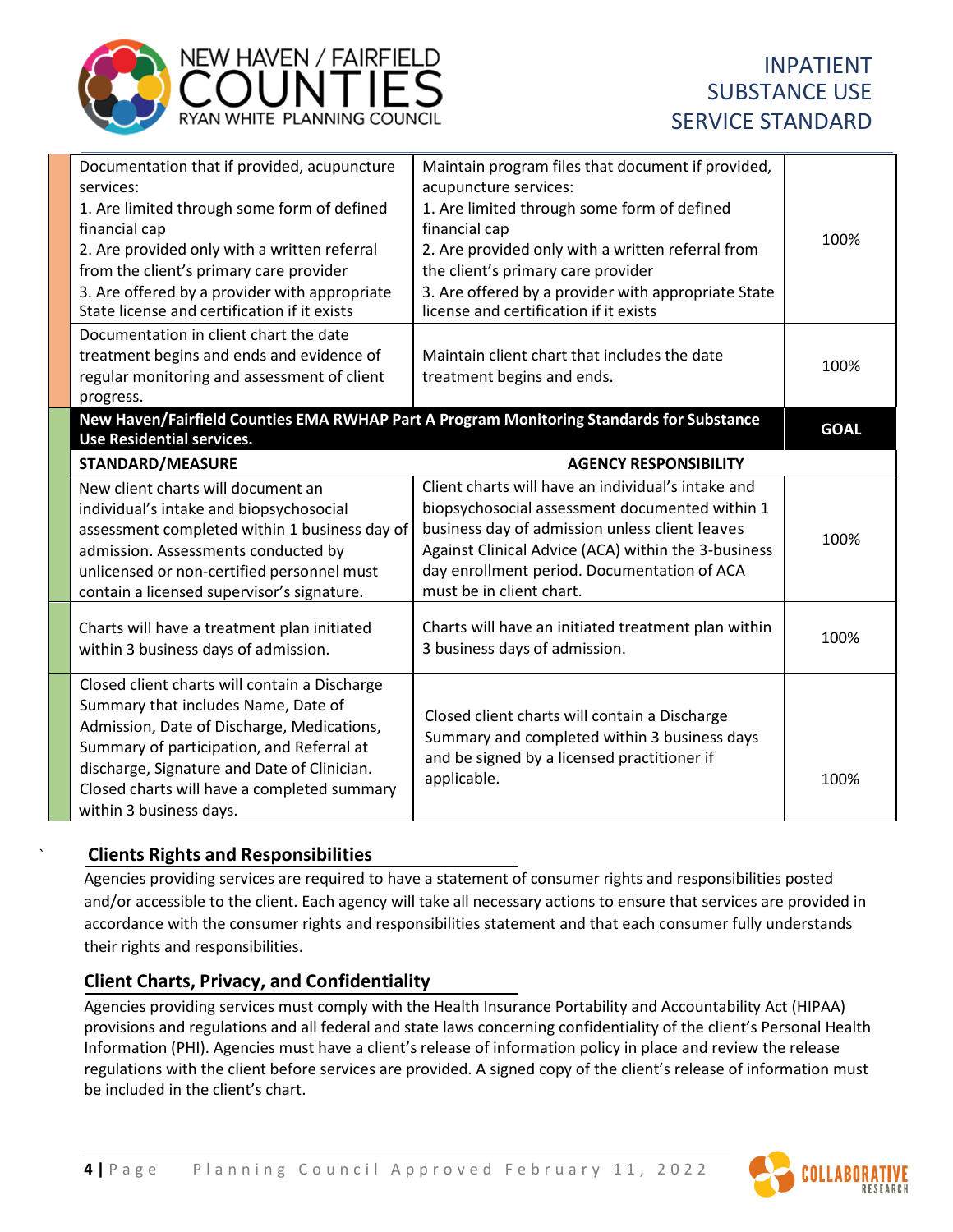| | | |
|---|---|---|
| Documentation that if provided, acupuncture services:<br>1. Are limited through some form of defined financial cap<br>2. Are provided only with a written referral from the client's primary care provider<br>3. Are offered by a provider with appropriate State license and certification if it exists | Maintain program files that document if provided, acupuncture services:<br>1. Are limited through some form of defined financial cap<br>2. Are provided only with a written referral from the client's primary care provider<br>3. Are offered by a provider with appropriate State license and certification if it exists | 100% |
| Documentation in client chart the date treatment begins and ends and evidence of regular monitoring and assessment of client progress. | Maintain client chart that includes the date treatment begins and ends. | 100% |

| **New Haven/Fairfield Counties EMA RWHAP Part A Program Monitoring Standards for Substance Use Residential services.** | | **GOAL** |
|---|---|---|
| **STANDARD/MEASURE** | **AGENCY RESPONSIBILITY** | |
| New client charts will document an individual's intake and biopsychosocial assessment completed within 1 business day of admission. Assessments conducted by unlicensed or non-certified personnel must contain a licensed supervisor's signature. | Client charts will have an individual's intake and biopsychosocial assessment documented within 1 business day of admission unless client leaves Against Clinical Advice (ACA) within the 3-business day enrollment period. Documentation of ACA must be in client chart. | 100% |
| Charts will have a treatment plan initiated within 3 business days of admission. | Charts will have an initiated treatment plan within 3 business days of admission. | 100% |
| Closed client charts will contain a Discharge Summary that includes Name, Date of Admission, Date of Discharge, Medications, Summary of participation, and Referral at discharge, Signature and Date of Clinician. Closed charts will have a completed summary within 3 business days. | Closed client charts will contain a Discharge Summary and completed within 3 business days and be signed by a licensed practitioner if applicable. | 100% |

## Clients Rights and Responsibilities

Agencies providing services are required to have a statement of consumer rights and responsibilities posted and/or accessible to the client. Each agency will take all necessary actions to ensure that services are provided in accordance with the consumer rights and responsibilities statement and that each consumer fully understands their rights and responsibilities.

## Client Charts, Privacy, and Confidentiality

Agencies providing services must comply with the Health Insurance Portability and Accountability Act (HIPAA) provisions and regulations and all federal and state laws concerning confidentiality of the client's Personal Health Information (PHI). Agencies must have a client's release of information policy in place and review the release regulations with the client before services are provided. A signed copy of the client's release of information must be included in the client's chart.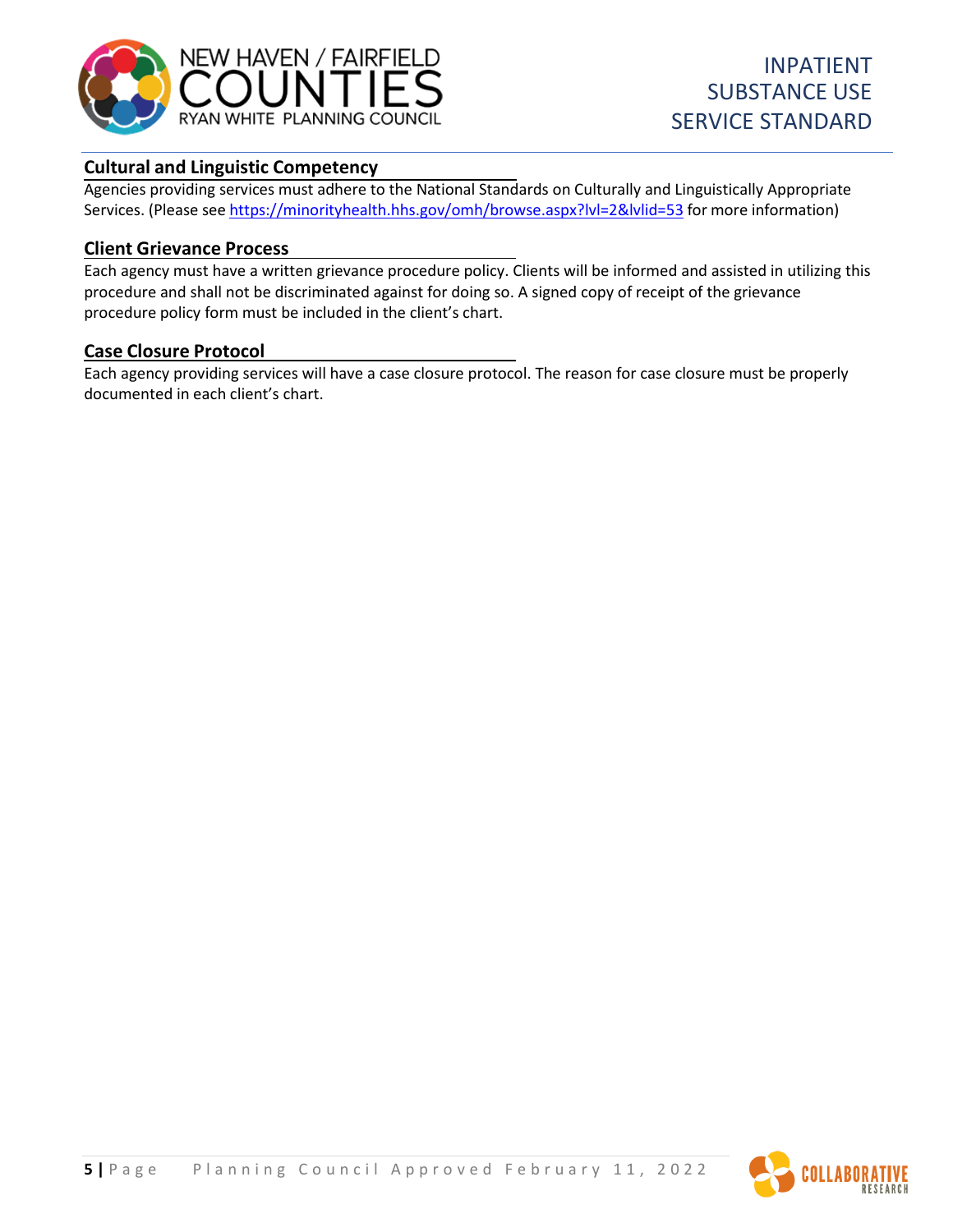### Cultural and Linguistic Competency

Agencies providing services must adhere to the National Standards on Culturally and Linguistically Appropriate Services. (Please see https://minorityhealth.hhs.gov/omh/browse.aspx?lvl=2&lvlid=53 for more information)

### Client Grievance Process

Each agency must have a written grievance procedure policy. Clients will be informed and assisted in utilizing this procedure and shall not be discriminated against for doing so. A signed copy of receipt of the grievance procedure policy form must be included in the client's chart.

### Case Closure Protocol

Each agency providing services will have a case closure protocol. The reason for case closure must be properly documented in each client's chart.